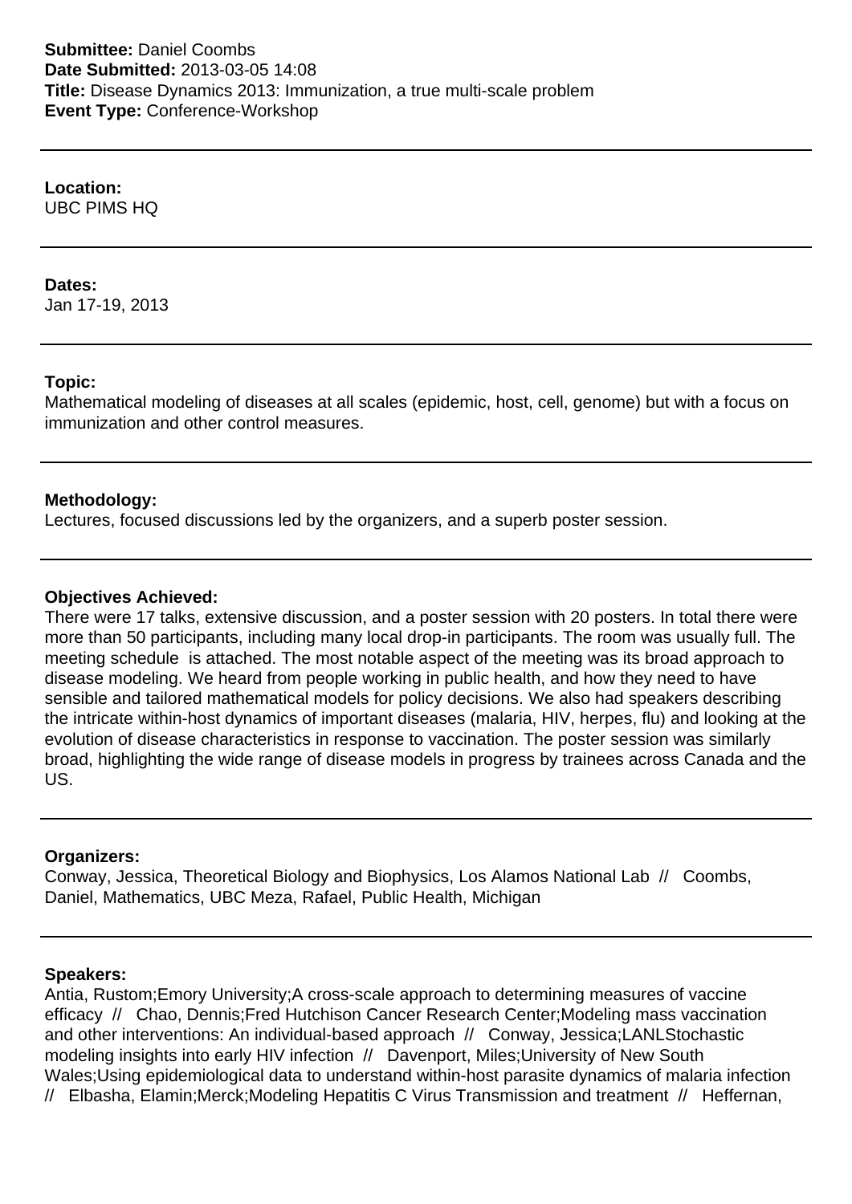**Submittee:** Daniel Coombs
**Date Submitted:** 2013-03-05 14:08
**Title:** Disease Dynamics 2013: Immunization, a true multi-scale problem
**Event Type:** Conference-Workshop

---

**Location:**
UBC PIMS HQ

---

**Dates:**
Jan 17-19, 2013

---

**Topic:**
Mathematical modeling of diseases at all scales (epidemic, host, cell, genome) but with a focus on immunization and other control measures.

---

**Methodology:**
Lectures, focused discussions led by the organizers, and a superb poster session.

---

**Objectives Achieved:**
There were 17 talks, extensive discussion, and a poster session with 20 posters. In total there were more than 50 participants, including many local drop-in participants. The room was usually full. The meeting schedule is attached. The most notable aspect of the meeting was its broad approach to disease modeling. We heard from people working in public health, and how they need to have sensible and tailored mathematical models for policy decisions. We also had speakers describing the intricate within-host dynamics of important diseases (malaria, HIV, herpes, flu) and looking at the evolution of disease characteristics in response to vaccination. The poster session was similarly broad, highlighting the wide range of disease models in progress by trainees across Canada and the US.

---

**Organizers:**
Conway, Jessica, Theoretical Biology and Biophysics, Los Alamos National Lab // Coombs, Daniel, Mathematics, UBC Meza, Rafael, Public Health, Michigan

---

**Speakers:**
Antia, Rustom;Emory University;A cross-scale approach to determining measures of vaccine efficacy // Chao, Dennis;Fred Hutchison Cancer Research Center;Modeling mass vaccination and other interventions: An individual-based approach // Conway, Jessica;LANLStochastic modeling insights into early HIV infection // Davenport, Miles;University of New South Wales;Using epidemiological data to understand within-host parasite dynamics of malaria infection // Elbasha, Elamin;Merck;Modeling Hepatitis C Virus Transmission and treatment // Heffernan,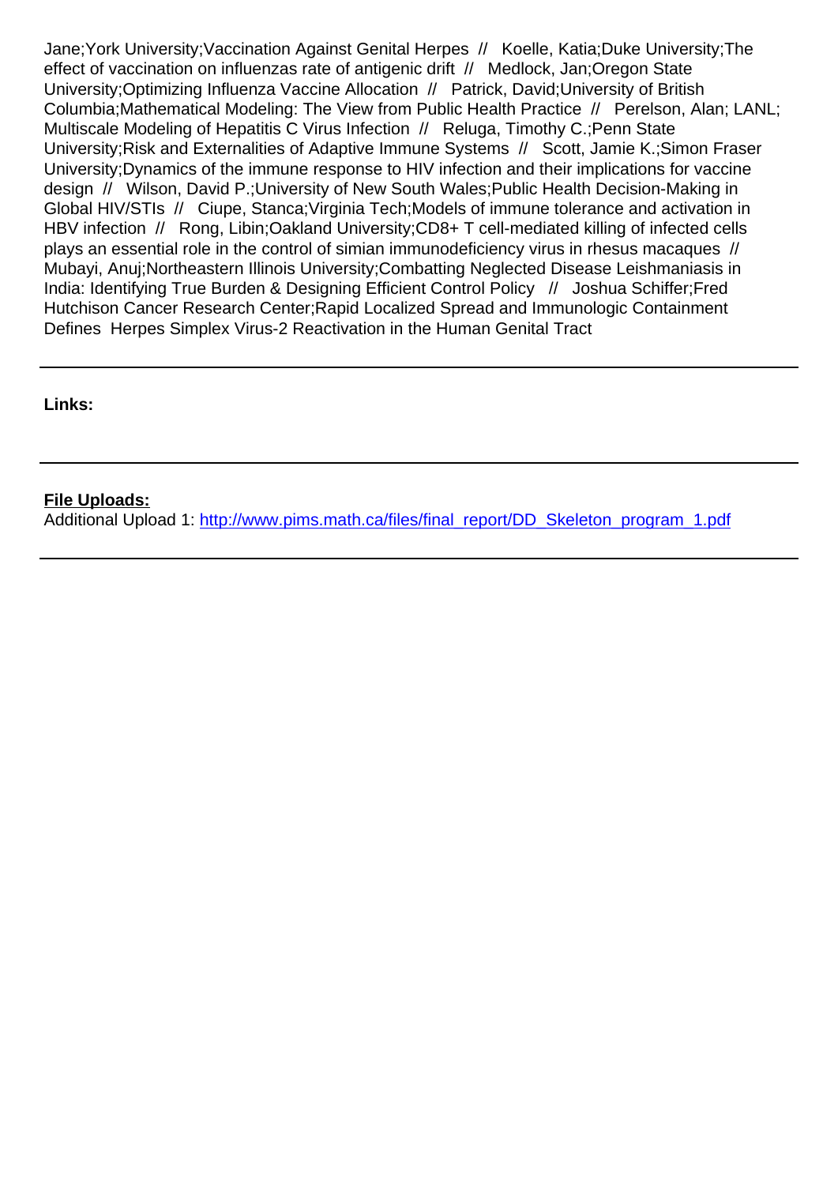Jane;York University;Vaccination Against Genital Herpes // Koelle, Katia;Duke University;The effect of vaccination on influenzas rate of antigenic drift // Medlock, Jan;Oregon State University;Optimizing Influenza Vaccine Allocation // Patrick, David;University of British Columbia;Mathematical Modeling: The View from Public Health Practice // Perelson, Alan; LANL; Multiscale Modeling of Hepatitis C Virus Infection // Reluga, Timothy C.;Penn State University;Risk and Externalities of Adaptive Immune Systems // Scott, Jamie K.;Simon Fraser University;Dynamics of the immune response to HIV infection and their implications for vaccine design // Wilson, David P.;University of New South Wales;Public Health Decision-Making in Global HIV/STIs // Ciupe, Stanca;Virginia Tech;Models of immune tolerance and activation in HBV infection // Rong, Libin;Oakland University;CD8+ T cell-mediated killing of infected cells plays an essential role in the control of simian immunodeficiency virus in rhesus macaques // Mubayi, Anuj;Northeastern Illinois University;Combatting Neglected Disease Leishmaniasis in India: Identifying True Burden & Designing Efficient Control Policy // Joshua Schiffer;Fred Hutchison Cancer Research Center;Rapid Localized Spread and Immunologic Containment Defines Herpes Simplex Virus-2 Reactivation in the Human Genital Tract

---

**Links:**

---

**File Uploads:**

Additional Upload 1: http://www.pims.math.ca/files/final_report/DD_Skeleton_program_1.pdf

---